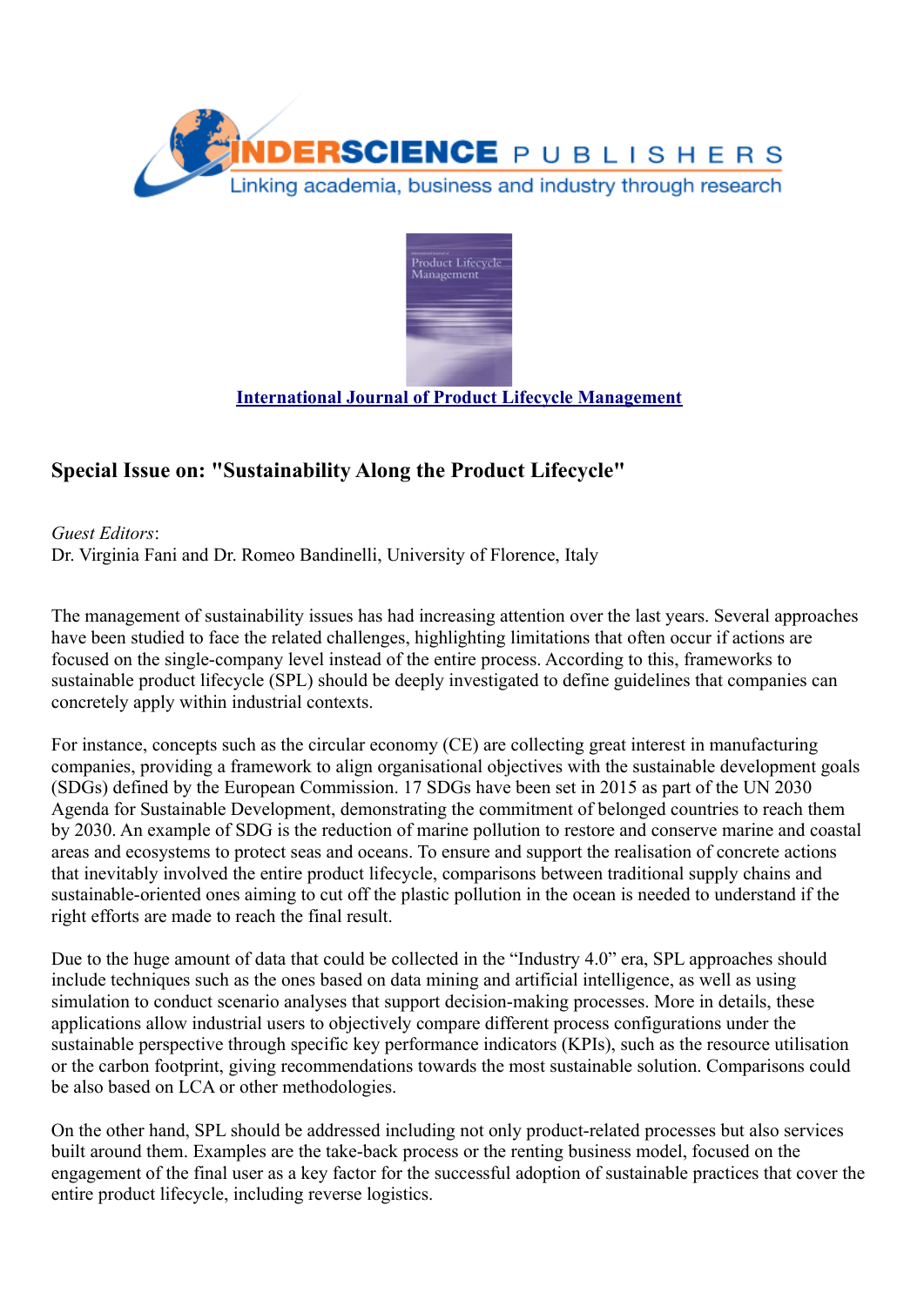INDERSCIENCE PUBLISHERS
Linking academia, business and industry through research

[International Journal of Product Lifecycle Management]

## Special Issue on: "Sustainability Along the Product Lifecycle"

*Guest Editors*:
Dr. Virginia Fani and Dr. Romeo Bandinelli, University of Florence, Italy

The management of sustainability issues has had increasing attention over the last years. Several approaches have been studied to face the related challenges, highlighting limitations that often occur if actions are focused on the single-company level instead of the entire process. According to this, frameworks to sustainable product lifecycle (SPL) should be deeply investigated to define guidelines that companies can concretely apply within industrial contexts.

For instance, concepts such as the circular economy (CE) are collecting great interest in manufacturing companies, providing a framework to align organisational objectives with the sustainable development goals (SDGs) defined by the European Commission. 17 SDGs have been set in 2015 as part of the UN 2030 Agenda for Sustainable Development, demonstrating the commitment of belonged countries to reach them by 2030. An example of SDG is the reduction of marine pollution to restore and conserve marine and coastal areas and ecosystems to protect seas and oceans. To ensure and support the realisation of concrete actions that inevitably involved the entire product lifecycle, comparisons between traditional supply chains and sustainable-oriented ones aiming to cut off the plastic pollution in the ocean is needed to understand if the right efforts are made to reach the final result.

Due to the huge amount of data that could be collected in the "Industry 4.0" era, SPL approaches should include techniques such as the ones based on data mining and artificial intelligence, as well as using simulation to conduct scenario analyses that support decision-making processes. More in details, these applications allow industrial users to objectively compare different process configurations under the sustainable perspective through specific key performance indicators (KPIs), such as the resource utilisation or the carbon footprint, giving recommendations towards the most sustainable solution. Comparisons could be also based on LCA or other methodologies.

On the other hand, SPL should be addressed including not only product-related processes but also services built around them. Examples are the take-back process or the renting business model, focused on the engagement of the final user as a key factor for the successful adoption of sustainable practices that cover the entire product lifecycle, including reverse logistics.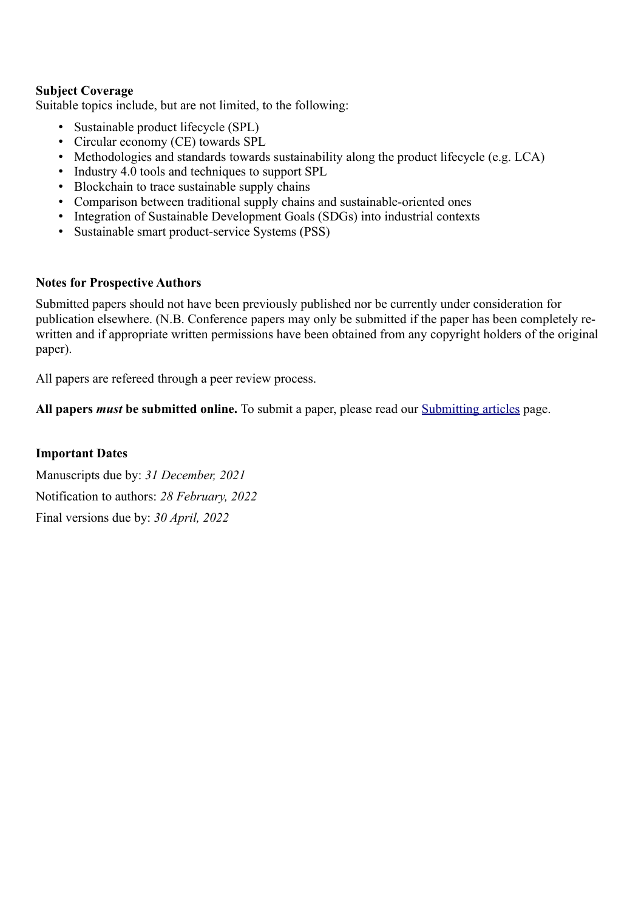**Subject Coverage**
Suitable topics include, but are not limited, to the following:

- Sustainable product lifecycle (SPL)
- Circular economy (CE) towards SPL
- Methodologies and standards towards sustainability along the product lifecycle (e.g. LCA)
- Industry 4.0 tools and techniques to support SPL
- Blockchain to trace sustainable supply chains
- Comparison between traditional supply chains and sustainable-oriented ones
- Integration of Sustainable Development Goals (SDGs) into industrial contexts
- Sustainable smart product-service Systems (PSS)

**Notes for Prospective Authors**

Submitted papers should not have been previously published nor be currently under consideration for publication elsewhere. (N.B. Conference papers may only be submitted if the paper has been completely re-written and if appropriate written permissions have been obtained from any copyright holders of the original paper).

All papers are refereed through a peer review process.

**All papers *must* be submitted online.** To submit a paper, please read our Submitting articles page.

**Important Dates**

Manuscripts due by: *31 December, 2021*

Notification to authors: *28 February, 2022*

Final versions due by: *30 April, 2022*